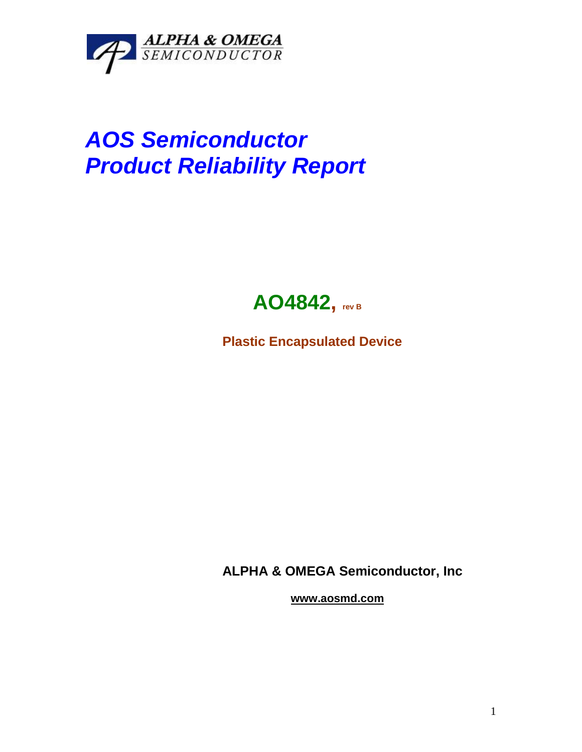ALPHA & OMEGA
SEMICONDUCTOR

# *AOS Semiconductor*
# *Product Reliability Report*

## AO4842, rev B

**Plastic Encapsulated Device**

**ALPHA & OMEGA Semiconductor, Inc**

**www.aosmd.com**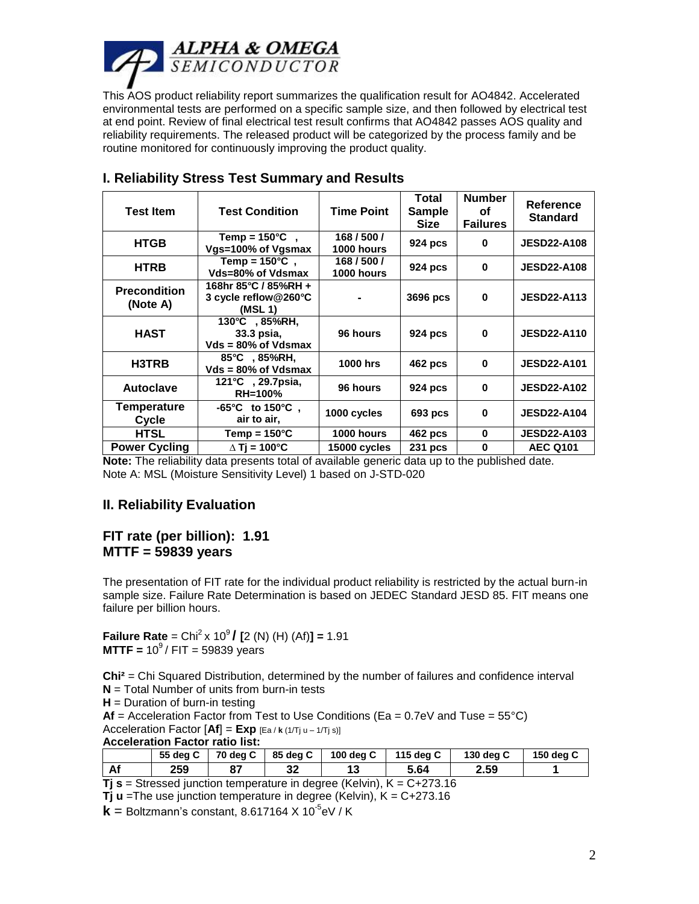This AOS product reliability report summarizes the qualification result for AO4842. Accelerated environmental tests are performed on a specific sample size, and then followed by electrical test at end point. Review of final electrical test result confirms that AO4842 passes AOS quality and reliability requirements. The released product will be categorized by the process family and be routine monitored for continuously improving the product quality.

## I. Reliability Stress Test Summary and Results

| Test Item | Test Condition | Time Point | Total Sample Size | Number of Failures | Reference Standard |
|---|---|---|---|---|---|
| HTGB | Temp = 150°C , Vgs=100% of Vgsmax | 168 / 500 / 1000 hours | 924 pcs | 0 | JESD22-A108 |
| HTRB | Temp = 150°C , Vds=80% of Vdsmax | 168 / 500 / 1000 hours | 924 pcs | 0 | JESD22-A108 |
| Precondition (Note A) | 168hr 85°C / 85%RH + 3 cycle reflow@260°C (MSL 1) | - | 3696 pcs | 0 | JESD22-A113 |
| HAST | 130°C , 85%RH, 33.3 psia, Vds = 80% of Vdsmax | 96 hours | 924 pcs | 0 | JESD22-A110 |
| H3TRB | 85°C , 85%RH, Vds = 80% of Vdsmax | 1000 hrs | 462 pcs | 0 | JESD22-A101 |
| Autoclave | 121°C , 29.7psia, RH=100% | 96 hours | 924 pcs | 0 | JESD22-A102 |
| Temperature Cycle | -65°C to 150°C , air to air, | 1000 cycles | 693 pcs | 0 | JESD22-A104 |
| HTSL | Temp = 150°C | 1000 hours | 462 pcs | 0 | JESD22-A103 |
| Power Cycling | $\Delta$ Tj = 100°C | 15000 cycles | 231 pcs | 0 | AEC Q101 |

**Note:** The reliability data presents total of available generic data up to the published date.
Note A: MSL (Moisture Sensitivity Level) 1 based on J-STD-020

## II. Reliability Evaluation

### FIT rate (per billion): 1.91
### MTTF = 59839 years

The presentation of FIT rate for the individual product reliability is restricted by the actual burn-in sample size. Failure Rate Determination is based on JEDEC Standard JESD 85. FIT means one failure per billion hours.

**Failure Rate** = $\text{Chi}^2 \times 10^9 \,/\, [2 (N) (H) (Af)] = 1.91$
**MTTF** = $10^9$ / FIT = 59839 years

**Chi²** = Chi Squared Distribution, determined by the number of failures and confidence interval
**N** = Total Number of units from burn-in tests
**H** = Duration of burn-in testing
**Af** = Acceleration Factor from Test to Use Conditions (Ea = 0.7eV and Tuse = 55°C)
Acceleration Factor [**Af**] = **Exp** $[Ea / k (1/Tj\,u - 1/Tj\,s)]$

**Acceleration Factor ratio list:**

| | 55 deg C | 70 deg C | 85 deg C | 100 deg C | 115 deg C | 130 deg C | 150 deg C |
|---|---|---|---|---|---|---|---|
| Af | 259 | 87 | 32 | 13 | 5.64 | 2.59 | 1 |

**Tj s** = Stressed junction temperature in degree (Kelvin), K = C+273.16
**Tj u** =The use junction temperature in degree (Kelvin), K = C+273.16
**k** = Boltzmann's constant, $8.617164 \times 10^{-5}$ eV / K